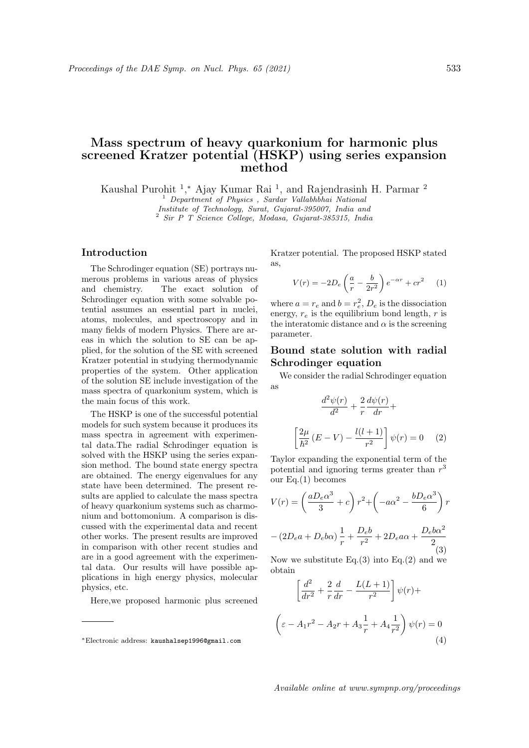# Mass spectrum of heavy quarkonium for harmonic plus screened Kratzer potential (HSKP) using series expansion method

Kaushal Purohit [1],[*] Ajay Kumar Rai [1], and Rajendrasinh H. Parmar [2]

[1] *Department of Physics , Sardar Vallabhbhai National Institute of Technology, Surat, Gujarat-395007, India and*
[2] *Sir P T Science College, Modasa, Gujarat-385315, India*

## Introduction

The Schrodinger equation (SE) portrays numerous problems in various areas of physics and chemistry. The exact solution of Schrodinger equation with some solvable potential assumes an essential part in nuclei, atoms, molecules, and spectroscopy and in many fields of modern Physics. There are areas in which the solution to SE can be applied, for the solution of the SE with screened Kratzer potential in studying thermodynamic properties of the system. Other application of the solution SE include investigation of the mass spectra of quarkonium system, which is the main focus of this work.

The HSKP is one of the successful potential models for such system because it produces its mass spectra in agreement with experimental data.The radial Schrodinger equation is solved with the HSKP using the series expansion method. The bound state energy spectra are obtained. The energy eigenvalues for any state have been determined. The present results are applied to calculate the mass spectra of heavy quarkonium systems such as charmonium and bottomonium. A comparison is discussed with the experimental data and recent other works. The present results are improved in comparison with other recent studies and are in a good agreement with the experimental data. Our results will have possible applications in high energy physics, molecular physics, etc.

Here,we proposed harmonic plus screened Kratzer potential. The proposed HSKP stated as,

$$V(r) = -2D_e\left(\frac{a}{r} - \frac{b}{2r^2}\right)e^{-\alpha r} + cr^2 \qquad (1)$$

where $a = r_e$ and $b = r_e^2$, $D_e$ is the dissociation energy, $r_e$ is the equilibrium bond length, $r$ is the interatomic distance and $\alpha$ is the screening parameter.

## Bound state solution with radial Schrodinger equation

We consider the radial Schrodinger equation as

$$\frac{d^2\psi(r)}{d^2} + \frac{2}{r}\frac{d\psi(r)}{dr} +$$

$$\left[\frac{2\mu}{\hbar^2}(E - V) - \frac{l(l+1)}{r^2}\right]\psi(r) = 0 \qquad (2)$$

Taylor expanding the exponential term of the potential and ignoring terms greater than $r^3$ our Eq.(1) becomes

$$V(r) = \left(\frac{aD_e\alpha^3}{3} + c\right)r^2 + \left(-a\alpha^2 - \frac{bD_e\alpha^3}{6}\right)r$$

$$-\left(2D_e a + D_e b\alpha\right)\frac{1}{r} + \frac{D_e b}{r^2} + 2D_e a\alpha + \frac{D_e b\alpha^2}{2} \qquad (3)$$

Now we substitute Eq.(3) into Eq.(2) and we obtain

$$\left[\frac{d^2}{dr^2} + \frac{2}{r}\frac{d}{dr} - \frac{L(L+1)}{r^2}\right]\psi(r) +$$

$$\left(\varepsilon - A_1 r^2 - A_2 r + A_3\frac{1}{r} + A_4\frac{1}{r^2}\right)\psi(r) = 0 \qquad (4)$$

[*] Electronic address: kaushalsep1996@gmail.com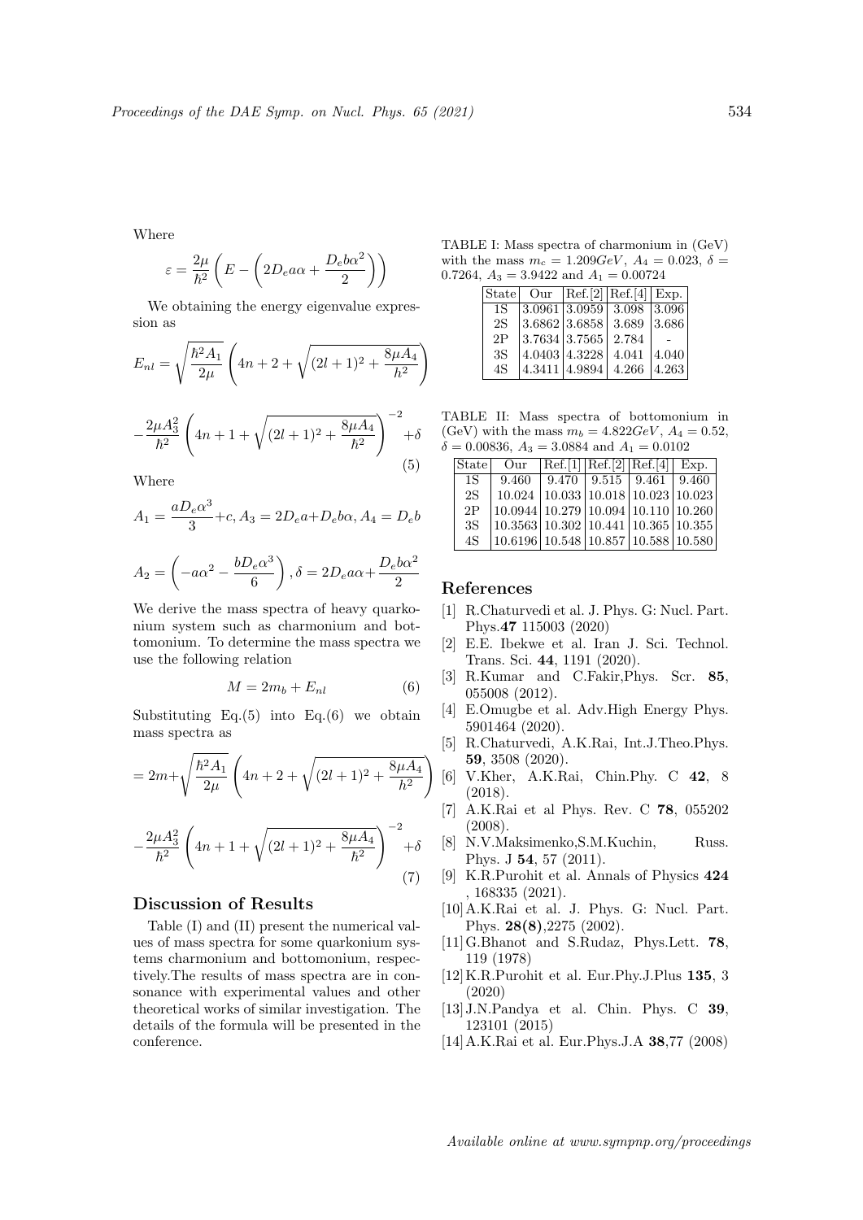Where

$$\varepsilon = \frac{2\mu}{\hbar^2}\left(E - \left(2D_e a\alpha + \frac{D_e b\alpha^2}{2}\right)\right)$$

We obtaining the energy eigenvalue expression as

$$E_{nl} = \sqrt{\frac{\hbar^2 A_1}{2\mu}}\left(4n + 2 + \sqrt{(2l+1)^2 + \frac{8\mu A_4}{\hbar^2}}\right)$$

$$-\frac{2\mu A_3^2}{\hbar^2}\left(4n + 1 + \sqrt{(2l+1)^2 + \frac{8\mu A_4}{\hbar^2}}\right)^{-2} + \delta \quad (5)$$

Where

$$A_1 = \frac{aD_e\alpha^3}{3} + c, A_3 = 2D_e a + D_e b\alpha, A_4 = D_e b$$

$$A_2 = \left(-a\alpha^2 - \frac{bD_e\alpha^3}{6}\right), \delta = 2D_e a\alpha + \frac{D_e b\alpha^2}{2}$$

We derive the mass spectra of heavy quarkonium system such as charmonium and bottomonium. To determine the mass spectra we use the following relation

$$M = 2m_b + E_{nl} \quad (6)$$

Substituting Eq.(5) into Eq.(6) we obtain mass spectra as

$$= 2m + \sqrt{\frac{\hbar^2 A_1}{2\mu}}\left(4n + 2 + \sqrt{(2l+1)^2 + \frac{8\mu A_4}{\hbar^2}}\right)$$

$$-\frac{2\mu A_3^2}{\hbar^2}\left(4n + 1 + \sqrt{(2l+1)^2 + \frac{8\mu A_4}{\hbar^2}}\right)^{-2} + \delta \quad (7)$$

## Discussion of Results

Table (I) and (II) present the numerical values of mass spectra for some quarkonium systems charmonium and bottomonium, respectively.The results of mass spectra are in consonance with experimental values and other theoretical works of similar investigation. The details of the formula will be presented in the conference.

TABLE I: Mass spectra of charmonium in (GeV) with the mass $m_c = 1.209 GeV$, $A_4 = 0.023$, $\delta = 0.7264$, $A_3 = 3.9422$ and $A_1 = 0.00724$

| State | Our | Ref.[2] | Ref.[4] | Exp. |
|---|---|---|---|---|
| 1S | 3.0961 | 3.0959 | 3.098 | 3.096 |
| 2S | 3.6862 | 3.6858 | 3.689 | 3.686 |
| 2P | 3.7634 | 3.7565 | 2.784 | - |
| 3S | 4.0403 | 4.3228 | 4.041 | 4.040 |
| 4S | 4.3411 | 4.9894 | 4.266 | 4.263 |

TABLE II: Mass spectra of bottomonium in (GeV) with the mass $m_b = 4.822 GeV$, $A_4 = 0.52$, $\delta = 0.00836$, $A_3 = 3.0884$ and $A_1 = 0.0102$

| State | Our | Ref.[1] | Ref.[2] | Ref.[4] | Exp. |
|---|---|---|---|---|---|
| 1S | 9.460 | 9.470 | 9.515 | 9.461 | 9.460 |
| 2S | 10.024 | 10.033 | 10.018 | 10.023 | 10.023 |
| 2P | 10.0944 | 10.279 | 10.094 | 10.110 | 10.260 |
| 3S | 10.3563 | 10.302 | 10.441 | 10.365 | 10.355 |
| 4S | 10.6196 | 10.548 | 10.857 | 10.588 | 10.580 |

## References

[1] R.Chaturvedi et al. J. Phys. G: Nucl. Part. Phys.**47** 115003 (2020)

[2] E.E. Ibekwe et al. Iran J. Sci. Technol. Trans. Sci. **44**, 1191 (2020).

[3] R.Kumar and C.Fakir,Phys. Scr. **85**, 055008 (2012).

[4] E.Omugbe et al. Adv.High Energy Phys. 5901464 (2020).

[5] R.Chaturvedi, A.K.Rai, Int.J.Theo.Phys. **59**, 3508 (2020).

[6] V.Kher, A.K.Rai, Chin.Phy. C **42**, 8 (2018).

[7] A.K.Rai et al Phys. Rev. C **78**, 055202 (2008).

[8] N.V.Maksimenko,S.M.Kuchin, Russ. Phys. J **54**, 57 (2011).

[9] K.R.Purohit et al. Annals of Physics **424** , 168335 (2021).

[10] A.K.Rai et al. J. Phys. G: Nucl. Part. Phys. **28(8)**,2275 (2002).

[11] G.Bhanot and S.Rudaz, Phys.Lett. **78**, 119 (1978)

[12] K.R.Purohit et al. Eur.Phy.J.Plus **135**, 3 (2020)

[13] J.N.Pandya et al. Chin. Phys. C **39**, 123101 (2015)

[14] A.K.Rai et al. Eur.Phys.J.A **38**,77 (2008)